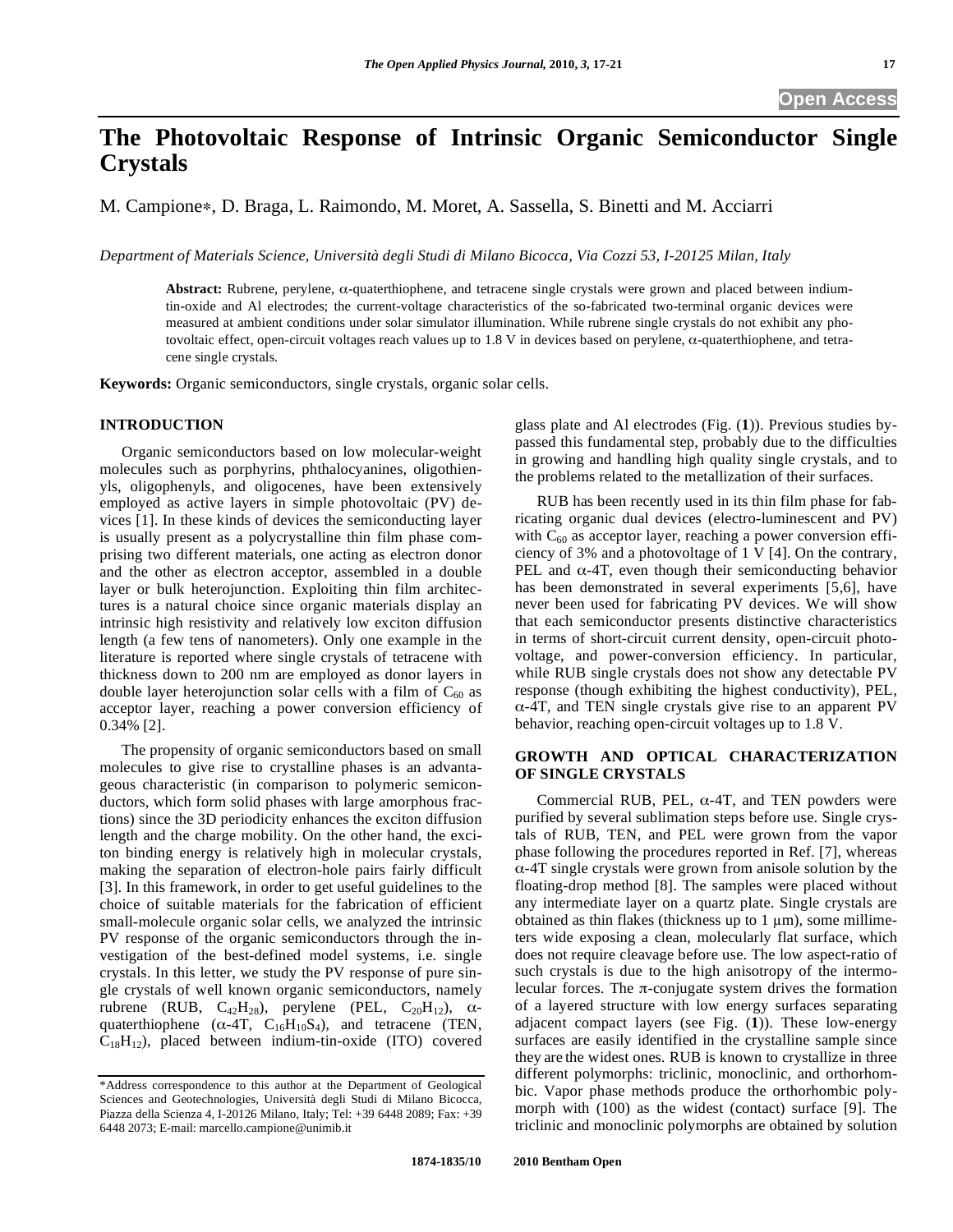Open Access

# The Photovoltaic Response of Intrinsic Organic Semiconductor Single Crystals

M. Campione*, D. Braga, L. Raimondo, M. Moret, A. Sassella, S. Binetti and M. Acciarri

*Department of Materials Science, Università degli Studi di Milano Bicocca, Via Cozzi 53, I-20125 Milan, Italy*

**Abstract:** Rubrene, perylene, α-quaterthiophene, and tetracene single crystals were grown and placed between indium-tin-oxide and Al electrodes; the current-voltage characteristics of the so-fabricated two-terminal organic devices were measured at ambient conditions under solar simulator illumination. While rubrene single crystals do not exhibit any photovoltaic effect, open-circuit voltages reach values up to 1.8 V in devices based on perylene, α-quaterthiophene, and tetracene single crystals.

**Keywords:** Organic semiconductors, single crystals, organic solar cells.

## INTRODUCTION

Organic semiconductors based on low molecular-weight molecules such as porphyrins, phthalocyanines, oligothienyls, oligophenyls, and oligocenes, have been extensively employed as active layers in simple photovoltaic (PV) devices [1]. In these kinds of devices the semiconducting layer is usually present as a polycrystalline thin film phase comprising two different materials, one acting as electron donor and the other as electron acceptor, assembled in a double layer or bulk heterojunction. Exploiting thin film architectures is a natural choice since organic materials display an intrinsic high resistivity and relatively low exciton diffusion length (a few tens of nanometers). Only one example in the literature is reported where single crystals of tetracene with thickness down to 200 nm are employed as donor layers in double layer heterojunction solar cells with a film of $C_{60}$ as acceptor layer, reaching a power conversion efficiency of 0.34% [2].

The propensity of organic semiconductors based on small molecules to give rise to crystalline phases is an advantageous characteristic (in comparison to polymeric semiconductors, which form solid phases with large amorphous fractions) since the 3D periodicity enhances the exciton diffusion length and the charge mobility. On the other hand, the exciton binding energy is relatively high in molecular crystals, making the separation of electron-hole pairs fairly difficult [3]. In this framework, in order to get useful guidelines to the choice of suitable materials for the fabrication of efficient small-molecule organic solar cells, we analyzed the intrinsic PV response of the organic semiconductors through the investigation of the best-defined model systems, i.e. single crystals. In this letter, we study the PV response of pure single crystals of well known organic semiconductors, namely rubrene (RUB, $C_{42}H_{28}$), perylene (PEL, $C_{20}H_{12}$), α-quaterthiophene (α-4T, $C_{16}H_{10}S_4$), and tetracene (TEN, $C_{18}H_{12}$), placed between indium-tin-oxide (ITO) covered glass plate and Al electrodes (Fig. (**1**)). Previous studies bypassed this fundamental step, probably due to the difficulties in growing and handling high quality single crystals, and to the problems related to the metallization of their surfaces.

RUB has been recently used in its thin film phase for fabricating organic dual devices (electro-luminescent and PV) with $C_{60}$ as acceptor layer, reaching a power conversion efficiency of 3% and a photovoltage of 1 V [4]. On the contrary, PEL and α-4T, even though their semiconducting behavior has been demonstrated in several experiments [5,6], have never been used for fabricating PV devices. We will show that each semiconductor presents distinctive characteristics in terms of short-circuit current density, open-circuit photovoltage, and power-conversion efficiency. In particular, while RUB single crystals does not show any detectable PV response (though exhibiting the highest conductivity), PEL, α-4T, and TEN single crystals give rise to an apparent PV behavior, reaching open-circuit voltages up to 1.8 V.

## GROWTH AND OPTICAL CHARACTERIZATION OF SINGLE CRYSTALS

Commercial RUB, PEL, α-4T, and TEN powders were purified by several sublimation steps before use. Single crystals of RUB, TEN, and PEL were grown from the vapor phase following the procedures reported in Ref. [7], whereas α-4T single crystals were grown from anisole solution by the floating-drop method [8]. The samples were placed without any intermediate layer on a quartz plate. Single crystals are obtained as thin flakes (thickness up to 1 μm), some millimeters wide exposing a clean, molecularly flat surface, which does not require cleavage before use. The low aspect-ratio of such crystals is due to the high anisotropy of the intermolecular forces. The π-conjugate system drives the formation of a layered structure with low energy surfaces separating adjacent compact layers (see Fig. (**1**)). These low-energy surfaces are easily identified in the crystalline sample since they are the widest ones. RUB is known to crystallize in three different polymorphs: triclinic, monoclinic, and orthorhombic. Vapor phase methods produce the orthorhombic polymorph with (100) as the widest (contact) surface [9]. The triclinic and monoclinic polymorphs are obtained by solution

*Address correspondence to this author at the Department of Geological Sciences and Geotechnologies, Università degli Studi di Milano Bicocca, Piazza della Scienza 4, I-20126 Milano, Italy; Tel: +39 6448 2089; Fax: +39 6448 2073; E-mail: marcello.campione@unimib.it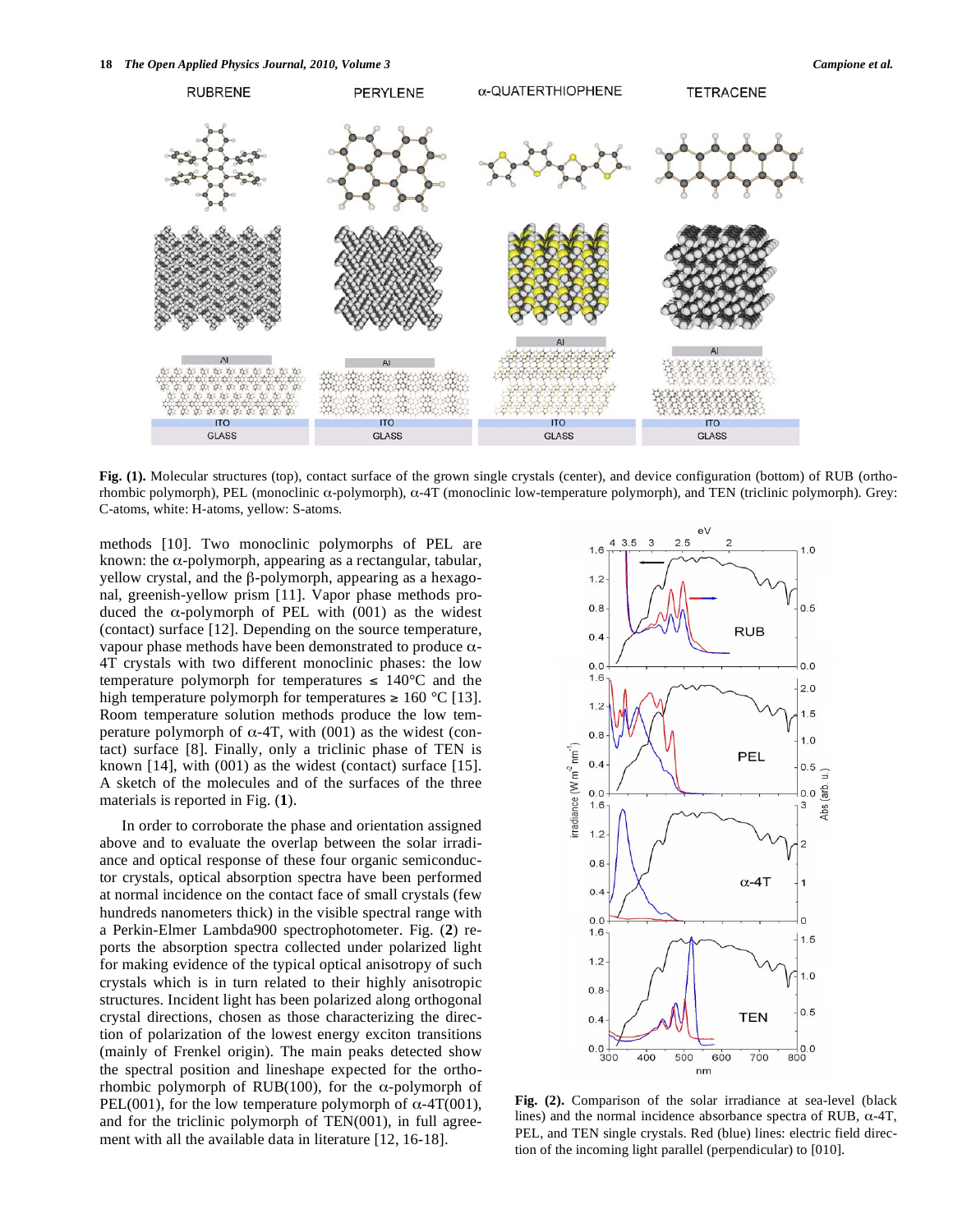Fig. (1). Molecular structures (top), contact surface of the grown single crystals (center), and device configuration (bottom) of RUB (orthorhombic polymorph), PEL (monoclinic α-polymorph), α-4T (monoclinic low-temperature polymorph), and TEN (triclinic polymorph). Grey: C-atoms, white: H-atoms, yellow: S-atoms.

methods [10]. Two monoclinic polymorphs of PEL are known: the α-polymorph, appearing as a rectangular, tabular, yellow crystal, and the β-polymorph, appearing as a hexagonal, greenish-yellow prism [11]. Vapor phase methods produced the α-polymorph of PEL with (001) as the widest (contact) surface [12]. Depending on the source temperature, vapour phase methods have been demonstrated to produce α-4T crystals with two different monoclinic phases: the low temperature polymorph for temperatures ≤ 140°C and the high temperature polymorph for temperatures ≥ 160 °C [13]. Room temperature solution methods produce the low temperature polymorph of α-4T, with (001) as the widest (contact) surface [8]. Finally, only a triclinic phase of TEN is known [14], with (001) as the widest (contact) surface [15]. A sketch of the molecules and of the surfaces of the three materials is reported in Fig. (**1**).

In order to corroborate the phase and orientation assigned above and to evaluate the overlap between the solar irradiance and optical response of these four organic semiconductor crystals, optical absorption spectra have been performed at normal incidence on the contact face of small crystals (few hundreds nanometers thick) in the visible spectral range with a Perkin-Elmer Lambda900 spectrophotometer. Fig. (**2**) reports the absorption spectra collected under polarized light for making evidence of the typical optical anisotropy of such crystals which is in turn related to their highly anisotropic structures. Incident light has been polarized along orthogonal crystal directions, chosen as those characterizing the direction of polarization of the lowest energy exciton transitions (mainly of Frenkel origin). The main peaks detected show the spectral position and lineshape expected for the orthorhombic polymorph of RUB(100), for the α-polymorph of PEL(001), for the low temperature polymorph of α-4T(001), and for the triclinic polymorph of TEN(001), in full agreement with all the available data in literature [12, 16-18].

Fig. (2). Comparison of the solar irradiance at sea-level (black lines) and the normal incidence absorbance spectra of RUB, α-4T, PEL, and TEN single crystals. Red (blue) lines: electric field direction of the incoming light parallel (perpendicular) to [010].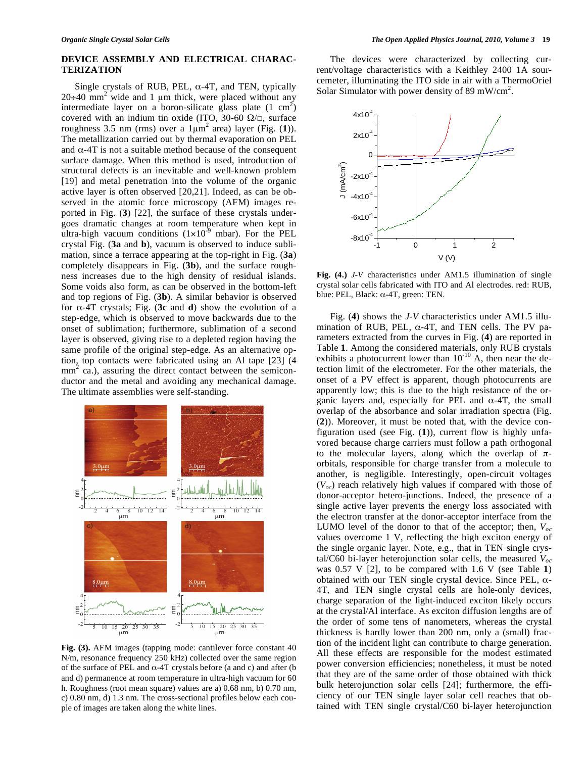## DEVICE ASSEMBLY AND ELECTRICAL CHARACTERIZATION

Single crystals of RUB, PEL, α-4T, and TEN, typically 20÷40 $mm^2$ wide and 1 μm thick, were placed without any intermediate layer on a boron-silicate glass plate (1 $cm^2$) covered with an indium tin oxide (ITO, 30-60 Ω/□, surface roughness 3.5 nm (rms) over a 1$\mu m^2$ area) layer (Fig. (**1**)). The metallization carried out by thermal evaporation on PEL and α-4T is not a suitable method because of the consequent surface damage. When this method is used, introduction of structural defects is an inevitable and well-known problem [19] and metal penetration into the volume of the organic active layer is often observed [20,21]. Indeed, as can be observed in the atomic force microscopy (AFM) images reported in Fig. (**3**) [22], the surface of these crystals undergoes dramatic changes at room temperature when kept in ultra-high vacuum conditions ($1\times10^{-9}$ mbar). For the PEL crystal Fig. (**3a** and **b**), vacuum is observed to induce sublimation, since a terrace appearing at the top-right in Fig. (**3a**) completely disappears in Fig. (**3b**), and the surface roughness increases due to the high density of residual islands. Some voids also form, as can be observed in the bottom-left and top regions of Fig. (**3b**). A similar behavior is observed for α-4T crystals; Fig. (**3c** and **d**) show the evolution of a step-edge, which is observed to move backwards due to the onset of sublimation; furthermore, sublimation of a second layer is observed, giving rise to a depleted region having the same profile of the original step-edge. As an alternative option, top contacts were fabricated using an Al tape [23] (4 $mm^2$ ca.), assuring the direct contact between the semiconductor and the metal and avoiding any mechanical damage. The ultimate assemblies were self-standing.

**Fig. (3).** AFM images (tapping mode: cantilever force constant 40 N/m, resonance frequency 250 kHz) collected over the same region of the surface of PEL and α-4T crystals before (a and c) and after (b and d) permanence at room temperature in ultra-high vacuum for 60 h. Roughness (root mean square) values are a) 0.68 nm, b) 0.70 nm, c) 0.80 nm, d) 1.3 nm. The cross-sectional profiles below each couple of images are taken along the white lines.

The devices were characterized by collecting current/voltage characteristics with a Keithley 2400 1A sourcemeter, illuminating the ITO side in air with a ThermoOriel Solar Simulator with power density of 89 mW/$cm^2$.

**Fig. (4.)** *J-V* characteristics under AM1.5 illumination of single crystal solar cells fabricated with ITO and Al electrodes. red: RUB, blue: PEL, Black: α-4T, green: TEN.

Fig. (**4**) shows the *J-V* characteristics under AM1.5 illumination of RUB, PEL, α-4T, and TEN cells. The PV parameters extracted from the curves in Fig. (**4**) are reported in Table **1**. Among the considered materials, only RUB crystals exhibits a photocurrent lower than $10^{-10}$ A, then near the detection limit of the electrometer. For the other materials, the onset of a PV effect is apparent, though photocurrents are apparently low; this is due to the high resistance of the organic layers and, especially for PEL and α-4T, the small overlap of the absorbance and solar irradiation spectra (Fig. (**2**)). Moreover, it must be noted that, with the device configuration used (see Fig. (**1**)), current flow is highly unfavored because charge carriers must follow a path orthogonal to the molecular layers, along which the overlap of π-orbitals, responsible for charge transfer from a molecule to another, is negligible. Interestingly, open-circuit voltages ($V_{oc}$) reach relatively high values if compared with those of donor-acceptor hetero-junctions. Indeed, the presence of a single active layer prevents the energy loss associated with the electron transfer at the donor-acceptor interface from the LUMO level of the donor to that of the acceptor; then, $V_{oc}$ values overcome 1 V, reflecting the high exciton energy of the single organic layer. Note, e.g., that in TEN single crystal/C60 bi-layer heterojunction solar cells, the measured $V_{oc}$ was 0.57 V [2], to be compared with 1.6 V (see Table **1**) obtained with our TEN single crystal device. Since PEL, α-4T, and TEN single crystal cells are hole-only devices, charge separation of the light-induced exciton likely occurs at the crystal/Al interface. As exciton diffusion lengths are of the order of some tens of nanometers, whereas the crystal thickness is hardly lower than 200 nm, only a (small) fraction of the incident light can contribute to charge generation. All these effects are responsible for the modest estimated power conversion efficiencies; nonetheless, it must be noted that they are of the same order of those obtained with thick bulk heterojunction solar cells [24]; furthermore, the efficiency of our TEN single layer solar cell reaches that obtained with TEN single crystal/C60 bi-layer heterojunction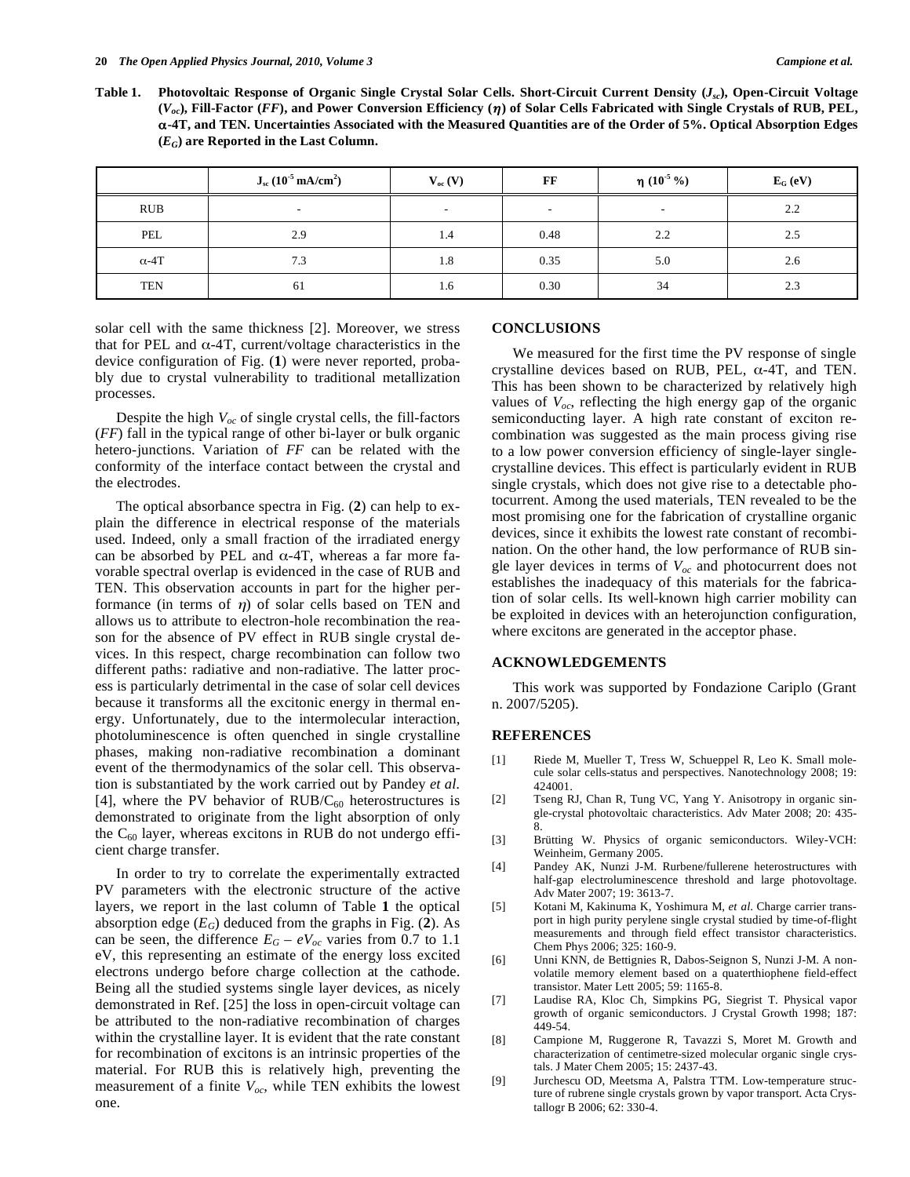**Table 1. Photovoltaic Response of Organic Single Crystal Solar Cells. Short-Circuit Current Density ($J_{sc}$), Open-Circuit Voltage ($V_{oc}$), Fill-Factor ($FF$), and Power Conversion Efficiency ($\eta$) of Solar Cells Fabricated with Single Crystals of RUB, PEL, α-4T, and TEN. Uncertainties Associated with the Measured Quantities are of the Order of 5%. Optical Absorption Edges ($E_G$) are Reported in the Last Column.**

| | $J_{sc}$ ($10^{-5}$ mA/cm$^2$) | $V_{oc}$ (V) | FF | $\eta$ ($10^{-5}$ %) | $E_G$ (eV) |
|---|---|---|---|---|---|
| RUB | - | - | - | - | 2.2 |
| PEL | 2.9 | 1.4 | 0.48 | 2.2 | 2.5 |
| α-4T | 7.3 | 1.8 | 0.35 | 5.0 | 2.6 |
| TEN | 61 | 1.6 | 0.30 | 34 | 2.3 |

solar cell with the same thickness [2]. Moreover, we stress that for PEL and α-4T, current/voltage characteristics in the device configuration of Fig. (**1**) were never reported, probably due to crystal vulnerability to traditional metallization processes.

Despite the high $V_{oc}$ of single crystal cells, the fill-factors ($FF$) fall in the typical range of other bi-layer or bulk organic hetero-junctions. Variation of $FF$ can be related with the conformity of the interface contact between the crystal and the electrodes.

The optical absorbance spectra in Fig. (**2**) can help to explain the difference in electrical response of the materials used. Indeed, only a small fraction of the irradiated energy can be absorbed by PEL and α-4T, whereas a far more favorable spectral overlap is evidenced in the case of RUB and TEN. This observation accounts in part for the higher performance (in terms of $\eta$) of solar cells based on TEN and allows us to attribute to electron-hole recombination the reason for the absence of PV effect in RUB single crystal devices. In this respect, charge recombination can follow two different paths: radiative and non-radiative. The latter process is particularly detrimental in the case of solar cell devices because it transforms all the excitonic energy in thermal energy. Unfortunately, due to the intermolecular interaction, photoluminescence is often quenched in single crystalline phases, making non-radiative recombination a dominant event of the thermodynamics of the solar cell. This observation is substantiated by the work carried out by Pandey *et al.* [4], where the PV behavior of RUB/$C_{60}$ heterostructures is demonstrated to originate from the light absorption of only the $C_{60}$ layer, whereas excitons in RUB do not undergo efficient charge transfer.

In order to try to correlate the experimentally extracted PV parameters with the electronic structure of the active layers, we report in the last column of Table **1** the optical absorption edge ($E_G$) deduced from the graphs in Fig. (**2**). As can be seen, the difference $E_G - eV_{oc}$ varies from 0.7 to 1.1 eV, this representing an estimate of the energy loss excited electrons undergo before charge collection at the cathode. Being all the studied systems single layer devices, as nicely demonstrated in Ref. [25] the loss in open-circuit voltage can be attributed to the non-radiative recombination of charges within the crystalline layer. It is evident that the rate constant for recombination of excitons is an intrinsic properties of the material. For RUB this is relatively high, preventing the measurement of a finite $V_{oc}$, while TEN exhibits the lowest one.

## CONCLUSIONS

We measured for the first time the PV response of single crystalline devices based on RUB, PEL, α-4T, and TEN. This has been shown to be characterized by relatively high values of $V_{oc}$, reflecting the high energy gap of the organic semiconducting layer. A high rate constant of exciton recombination was suggested as the main process giving rise to a low power conversion efficiency of single-layer single-crystalline devices. This effect is particularly evident in RUB single crystals, which does not give rise to a detectable photocurrent. Among the used materials, TEN revealed to be the most promising one for the fabrication of crystalline organic devices, since it exhibits the lowest rate constant of recombination. On the other hand, the low performance of RUB single layer devices in terms of $V_{oc}$ and photocurrent does not establishes the inadequacy of this materials for the fabrication of solar cells. Its well-known high carrier mobility can be exploited in devices with an heterojunction configuration, where excitons are generated in the acceptor phase.

## ACKNOWLEDGEMENTS

This work was supported by Fondazione Cariplo (Grant n. 2007/5205).

## REFERENCES

[1] Riede M, Mueller T, Tress W, Schueppel R, Leo K. Small molecule solar cells-status and perspectives. Nanotechnology 2008; 19: 424001.

[2] Tseng RJ, Chan R, Tung VC, Yang Y. Anisotropy in organic single-crystal photovoltaic characteristics. Adv Mater 2008; 20: 435-8.

[3] Brütting W. Physics of organic semiconductors. Wiley-VCH: Weinheim, Germany 2005.

[4] Pandey AK, Nunzi J-M. Rurbene/fullerene heterostructures with half-gap electroluminescence threshold and large photovoltage. Adv Mater 2007; 19: 3613-7.

[5] Kotani M, Kakinuma K, Yoshimura M, *et al.* Charge carrier transport in high purity perylene single crystal studied by time-of-flight measurements and through field effect transistor characteristics. Chem Phys 2006; 325: 160-9.

[6] Unni KNN, de Bettignies R, Dabos-Seignon S, Nunzi J-M. A non-volatile memory element based on a quaterthiophene field-effect transistor. Mater Lett 2005; 59: 1165-8.

[7] Laudise RA, Kloc Ch, Simpkins PG, Siegrist T. Physical vapor growth of organic semiconductors. J Crystal Growth 1998; 187: 449-54.

[8] Campione M, Ruggerone R, Tavazzi S, Moret M. Growth and characterization of centimetre-sized molecular organic single crystals. J Mater Chem 2005; 15: 2437-43.

[9] Jurchescu OD, Meetsma A, Palstra TTM. Low-temperature structure of rubrene single crystals grown by vapor transport. Acta Crystallogr B 2006; 62: 330-4.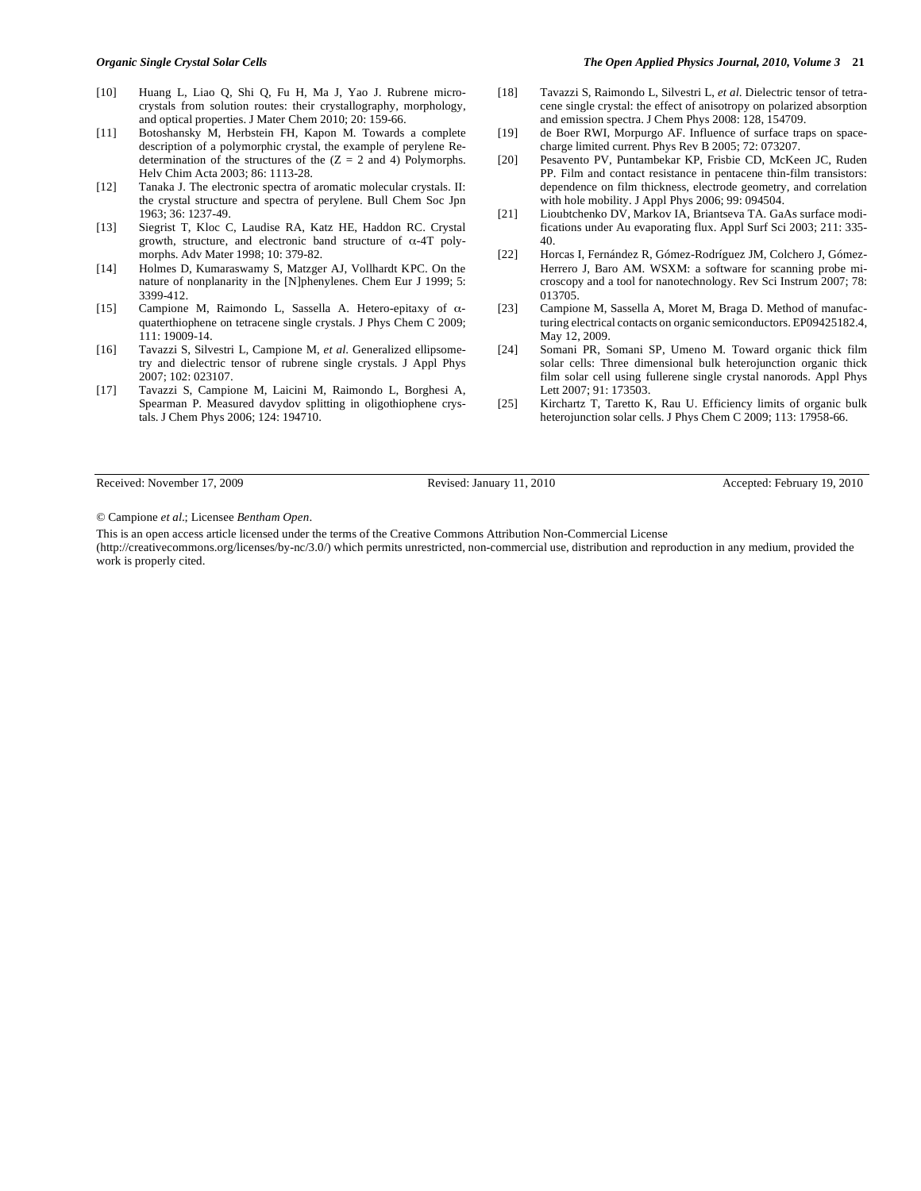[10] Huang L, Liao Q, Shi Q, Fu H, Ma J, Yao J. Rubrene micro-crystals from solution routes: their crystallography, morphology, and optical properties. J Mater Chem 2010; 20: 159-66.

[11] Botoshansky M, Herbstein FH, Kapon M. Towards a complete description of a polymorphic crystal, the example of perylene Re-determination of the structures of the (Z = 2 and 4) Polymorphs. Helv Chim Acta 2003; 86: 1113-28.

[12] Tanaka J. The electronic spectra of aromatic molecular crystals. II: the crystal structure and spectra of perylene. Bull Chem Soc Jpn 1963; 36: 1237-49.

[13] Siegrist T, Kloc C, Laudise RA, Katz HE, Haddon RC. Crystal growth, structure, and electronic band structure of α-4T polymorphs. Adv Mater 1998; 10: 379-82.

[14] Holmes D, Kumaraswamy S, Matzger AJ, Vollhardt KPC. On the nature of nonplanarity in the [N]phenylenes. Chem Eur J 1999; 5: 3399-412.

[15] Campione M, Raimondo L, Sassella A. Hetero-epitaxy of α-quaterthiophene on tetracene single crystals. J Phys Chem C 2009; 111: 19009-14.

[16] Tavazzi S, Silvestri L, Campione M, *et al*. Generalized ellipsometry and dielectric tensor of rubrene single crystals. J Appl Phys 2007; 102: 023107.

[17] Tavazzi S, Campione M, Laicini M, Raimondo L, Borghesi A, Spearman P. Measured davydov splitting in oligothiophene crystals. J Chem Phys 2006; 124: 194710.

[18] Tavazzi S, Raimondo L, Silvestri L, *et al*. Dielectric tensor of tetracene single crystal: the effect of anisotropy on polarized absorption and emission spectra. J Chem Phys 2008: 128, 154709.

[19] de Boer RWI, Morpurgo AF. Influence of surface traps on space-charge limited current. Phys Rev B 2005; 72: 073207.

[20] Pesavento PV, Puntambekar KP, Frisbie CD, McKeen JC, Ruden PP. Film and contact resistance in pentacene thin-film transistors: dependence on film thickness, electrode geometry, and correlation with hole mobility. J Appl Phys 2006; 99: 094504.

[21] Lioubtchenko DV, Markov IA, Briantseva TA. GaAs surface modifications under Au evaporating flux. Appl Surf Sci 2003; 211: 335-40.

[22] Horcas I, Fernández R, Gómez-Rodríguez JM, Colchero J, Gómez-Herrero J, Baro AM. WSXM: a software for scanning probe microscopy and a tool for nanotechnology. Rev Sci Instrum 2007; 78: 013705.

[23] Campione M, Sassella A, Moret M, Braga D. Method of manufacturing electrical contacts on organic semiconductors. EP09425182.4, May 12, 2009.

[24] Somani PR, Somani SP, Umeno M. Toward organic thick film solar cells: Three dimensional bulk heterojunction organic thick film solar cell using fullerene single crystal nanorods. Appl Phys Lett 2007; 91: 173503.

[25] Kirchartz T, Taretto K, Rau U. Efficiency limits of organic bulk heterojunction solar cells. J Phys Chem C 2009; 113: 17958-66.

Received: November 17, 2009 Revised: January 11, 2010 Accepted: February 19, 2010

© Campione *et al*.; Licensee *Bentham Open*.

This is an open access article licensed under the terms of the Creative Commons Attribution Non-Commercial License (http://creativecommons.org/licenses/by-nc/3.0/) which permits unrestricted, non-commercial use, distribution and reproduction in any medium, provided the work is properly cited.